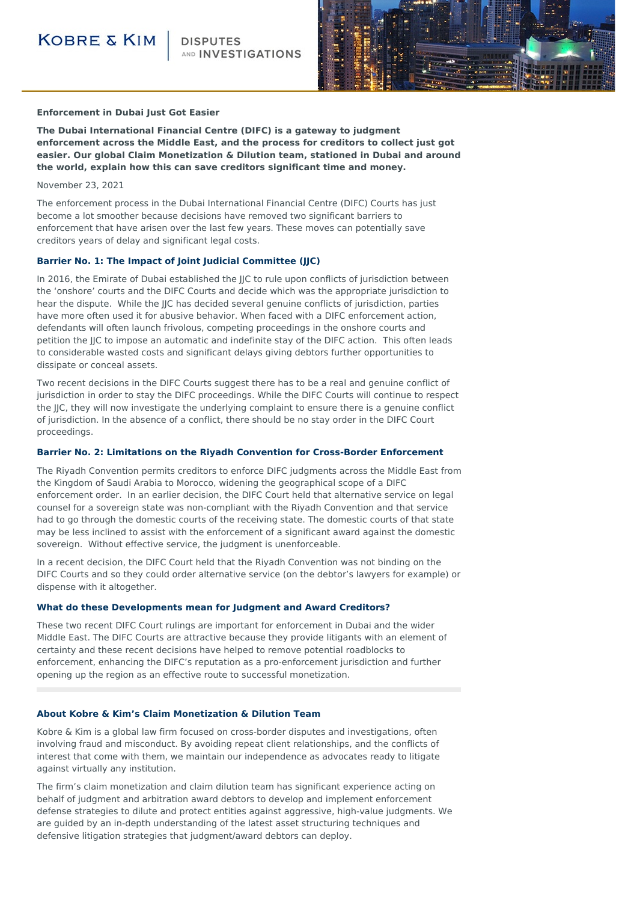Kobre & Kim | Disputes and Investigations

## Enforcement in Dubai Just Got Easier

**The Dubai International Financial Centre (DIFC) is a gateway to judgment enforcement across the Middle East, and the process for creditors to collect just got easier. Our global Claim Monetization & Dilution team, stationed in Dubai and around the world, explain how this can save creditors significant time and money.**

November 23, 2021

The enforcement process in the Dubai International Financial Centre (DIFC) Courts has just become a lot smoother because decisions have removed two significant barriers to enforcement that have arisen over the last few years. These moves can potentially save creditors years of delay and significant legal costs.

### Barrier No. 1: The Impact of Joint Judicial Committee (JJC)

In 2016, the Emirate of Dubai established the JJC to rule upon conflicts of jurisdiction between the 'onshore' courts and the DIFC Courts and decide which was the appropriate jurisdiction to hear the dispute. While the JJC has decided several genuine conflicts of jurisdiction, parties have more often used it for abusive behavior. When faced with a DIFC enforcement action, defendants will often launch frivolous, competing proceedings in the onshore courts and petition the JJC to impose an automatic and indefinite stay of the DIFC action. This often leads to considerable wasted costs and significant delays giving debtors further opportunities to dissipate or conceal assets.

Two recent decisions in the DIFC Courts suggest there has to be a real and genuine conflict of jurisdiction in order to stay the DIFC proceedings. While the DIFC Courts will continue to respect the JJC, they will now investigate the underlying complaint to ensure there is a genuine conflict of jurisdiction. In the absence of a conflict, there should be no stay order in the DIFC Court proceedings.

### Barrier No. 2: Limitations on the Riyadh Convention for Cross-Border Enforcement

The Riyadh Convention permits creditors to enforce DIFC judgments across the Middle East from the Kingdom of Saudi Arabia to Morocco, widening the geographical scope of a DIFC enforcement order. In an earlier decision, the DIFC Court held that alternative service on legal counsel for a sovereign state was non-compliant with the Riyadh Convention and that service had to go through the domestic courts of the receiving state. The domestic courts of that state may be less inclined to assist with the enforcement of a significant award against the domestic sovereign. Without effective service, the judgment is unenforceable.

In a recent decision, the DIFC Court held that the Riyadh Convention was not binding on the DIFC Courts and so they could order alternative service (on the debtor's lawyers for example) or dispense with it altogether.

### What do these Developments mean for Judgment and Award Creditors?

These two recent DIFC Court rulings are important for enforcement in Dubai and the wider Middle East. The DIFC Courts are attractive because they provide litigants with an element of certainty and these recent decisions have helped to remove potential roadblocks to enforcement, enhancing the DIFC's reputation as a pro-enforcement jurisdiction and further opening up the region as an effective route to successful monetization.

---

### About Kobre & Kim's Claim Monetization & Dilution Team

Kobre & Kim is a global law firm focused on cross-border disputes and investigations, often involving fraud and misconduct. By avoiding repeat client relationships, and the conflicts of interest that come with them, we maintain our independence as advocates ready to litigate against virtually any institution.

The firm's claim monetization and claim dilution team has significant experience acting on behalf of judgment and arbitration award debtors to develop and implement enforcement defense strategies to dilute and protect entities against aggressive, high-value judgments. We are guided by an in-depth understanding of the latest asset structuring techniques and defensive litigation strategies that judgment/award debtors can deploy.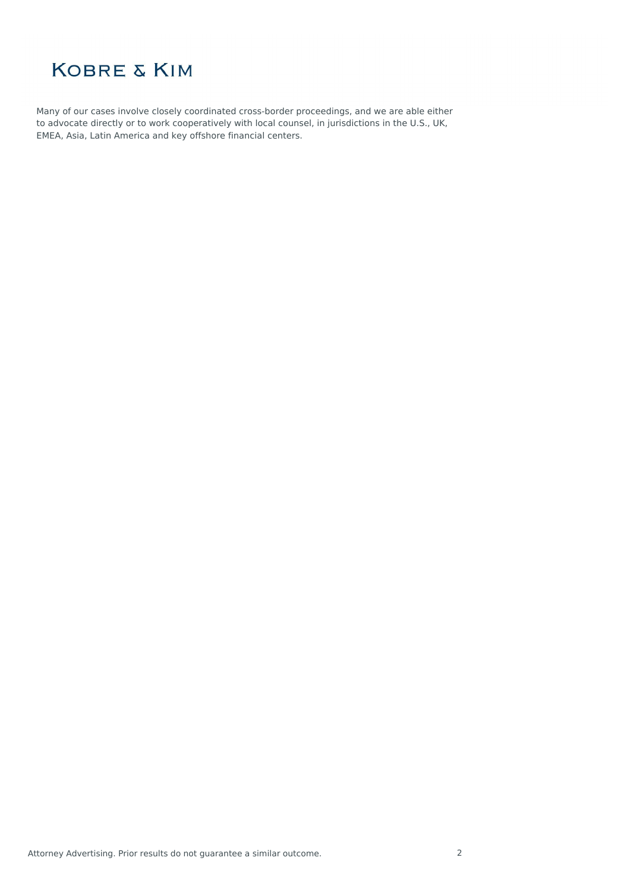Many of our cases involve closely coordinated cross-border proceedings, and we are able either to advocate directly or to work cooperatively with local counsel, in jurisdictions in the U.S., UK, EMEA, Asia, Latin America and key offshore financial centers.